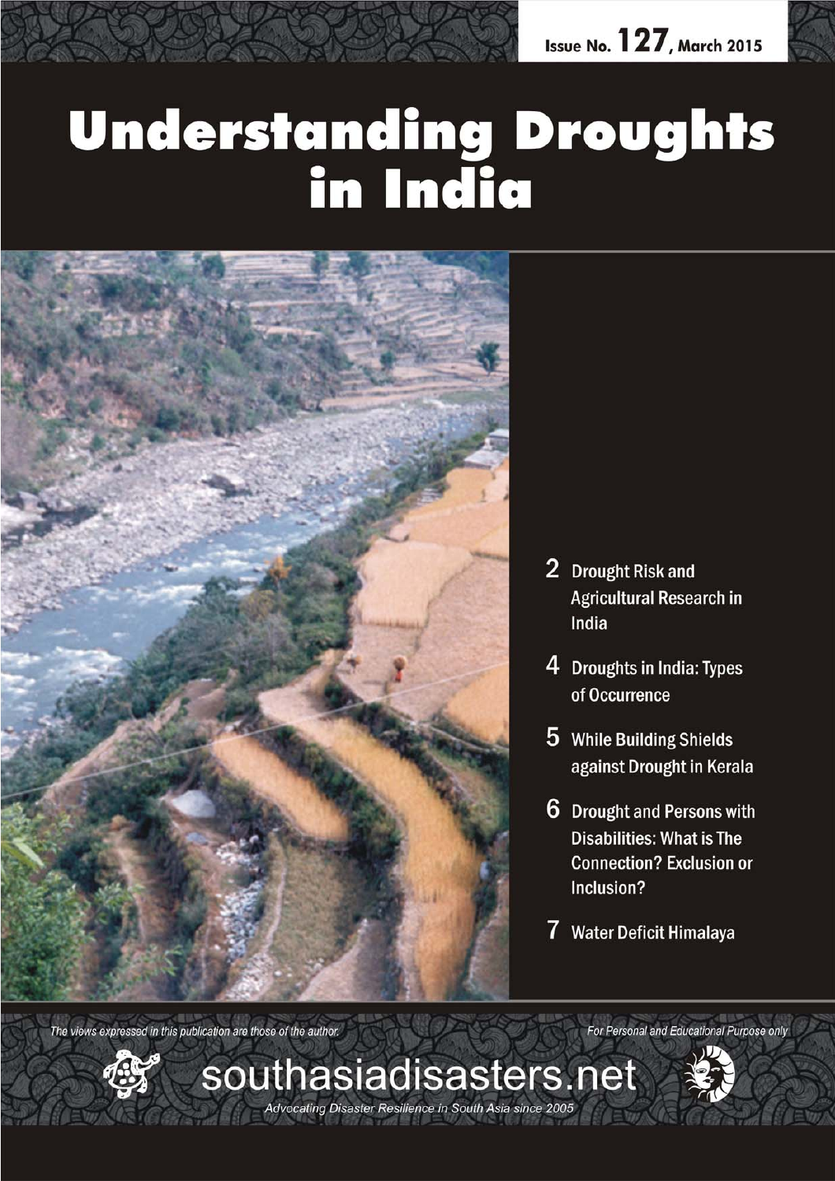Issue No. 127, March 2015

# Understanding Droughts in India

- 2 Drought Risk and Agricultural Research in India
- 4 Droughts in India: Types of Occurrence
- 5 While Building Shields against Drought in Kerala
- 6 Drought and Persons with Disabilities: What is The Connection? Exclusion or Inclusion?
- 7 Water Deficit Himalaya

*The views expressed in this publication are those of the author.*

*For Personal and Educational Purpose only*

southasiadisasters.net

*Advocating Disaster Resilience in South Asia since 2005*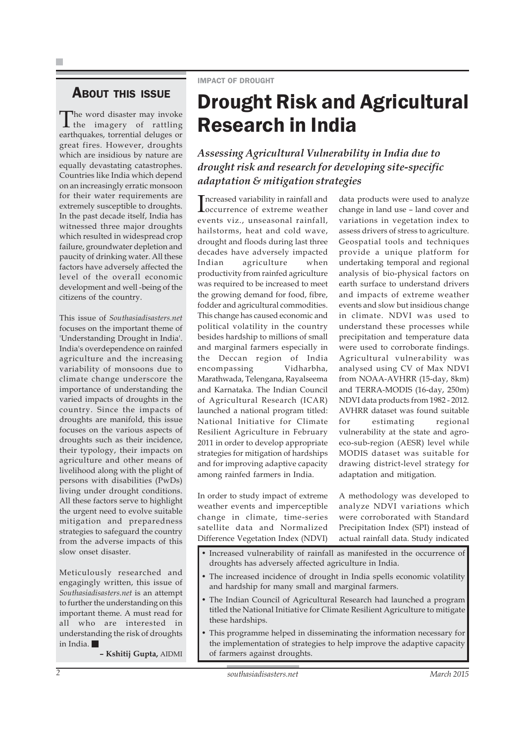## About this issue

The word disaster may invoke the imagery of rattling earthquakes, torrential deluges or great fires. However, droughts which are insidious by nature are equally devastating catastrophes. Countries like India which depend on an increasingly erratic monsoon for their water requirements are extremely susceptible to droughts. In the past decade itself, India has witnessed three major droughts which resulted in widespread crop failure, groundwater depletion and paucity of drinking water. All these factors have adversely affected the level of the overall economic development and well -being of the citizens of the country.

This issue of *Southasiadisasters.net* focuses on the important theme of 'Understanding Drought in India'. India's overdependence on rainfed agriculture and the increasing variability of monsoons due to climate change underscore the importance of understanding the varied impacts of droughts in the country. Since the impacts of droughts are manifold, this issue focuses on the various aspects of droughts such as their incidence, their typology, their impacts on agriculture and other means of livelihood along with the plight of persons with disabilities (PwDs) living under drought conditions. All these factors serve to highlight the urgent need to evolve suitable mitigation and preparedness strategies to safeguard the country from the adverse impacts of this slow onset disaster.

Meticulously researched and engagingly written, this issue of *Southasiadisasters.net* is an attempt to further the understanding on this important theme. A must read for all who are interested in understanding the risk of droughts in India.

**– Kshitij Gupta,** AIDMI

IMPACT OF DROUGHT

# Drought Risk and Agricultural Research in India

### *Assessing Agricultural Vulnerability in India due to drought risk and research for developing site-specific adaptation & mitigation strategies*

Increased variability in rainfall and occurrence of extreme weather events viz., unseasonal rainfall, hailstorms, heat and cold wave, drought and floods during last three decades have adversely impacted Indian agriculture when productivity from rainfed agriculture was required to be increased to meet the growing demand for food, fibre, fodder and agricultural commodities. This change has caused economic and political volatility in the country besides hardship to millions of small and marginal farmers especially in the Deccan region of India encompassing Vidharbha, Marathwada, Telengana, Rayalseema and Karnataka. The Indian Council of Agricultural Research (ICAR) launched a national program titled: National Initiative for Climate Resilient Agriculture in February 2011 in order to develop appropriate strategies for mitigation of hardships and for improving adaptive capacity among rainfed farmers in India.

In order to study impact of extreme weather events and imperceptible change in climate, time-series satellite data and Normalized Difference Vegetation Index (NDVI) data products were used to analyze change in land use – land cover and variations in vegetation index to assess drivers of stress to agriculture. Geospatial tools and techniques provide a unique platform for undertaking temporal and regional analysis of bio-physical factors on earth surface to understand drivers and impacts of extreme weather events and slow but insidious change in climate. NDVI was used to understand these processes while precipitation and temperature data were used to corroborate findings. Agricultural vulnerability was analysed using CV of Max NDVI from NOAA-AVHRR (15-day, 8km) and TERRA-MODIS (16-day, 250m) NDVI data products from 1982 - 2012. AVHRR dataset was found suitable for estimating regional vulnerability at the state and agro-eco-sub-region (AESR) level while MODIS dataset was suitable for drawing district-level strategy for adaptation and mitigation.

A methodology was developed to analyze NDVI variations which were corroborated with Standard Precipitation Index (SPI) instead of actual rainfall data. Study indicated

- Increased vulnerability of rainfall as manifested in the occurrence of droughts has adversely affected agriculture in India.
- The increased incidence of drought in India spells economic volatility and hardship for many small and marginal farmers.
- The Indian Council of Agricultural Research had launched a program titled the National Initiative for Climate Resilient Agriculture to mitigate these hardships.
- This programme helped in disseminating the information necessary for the implementation of strategies to help improve the adaptive capacity of farmers against droughts.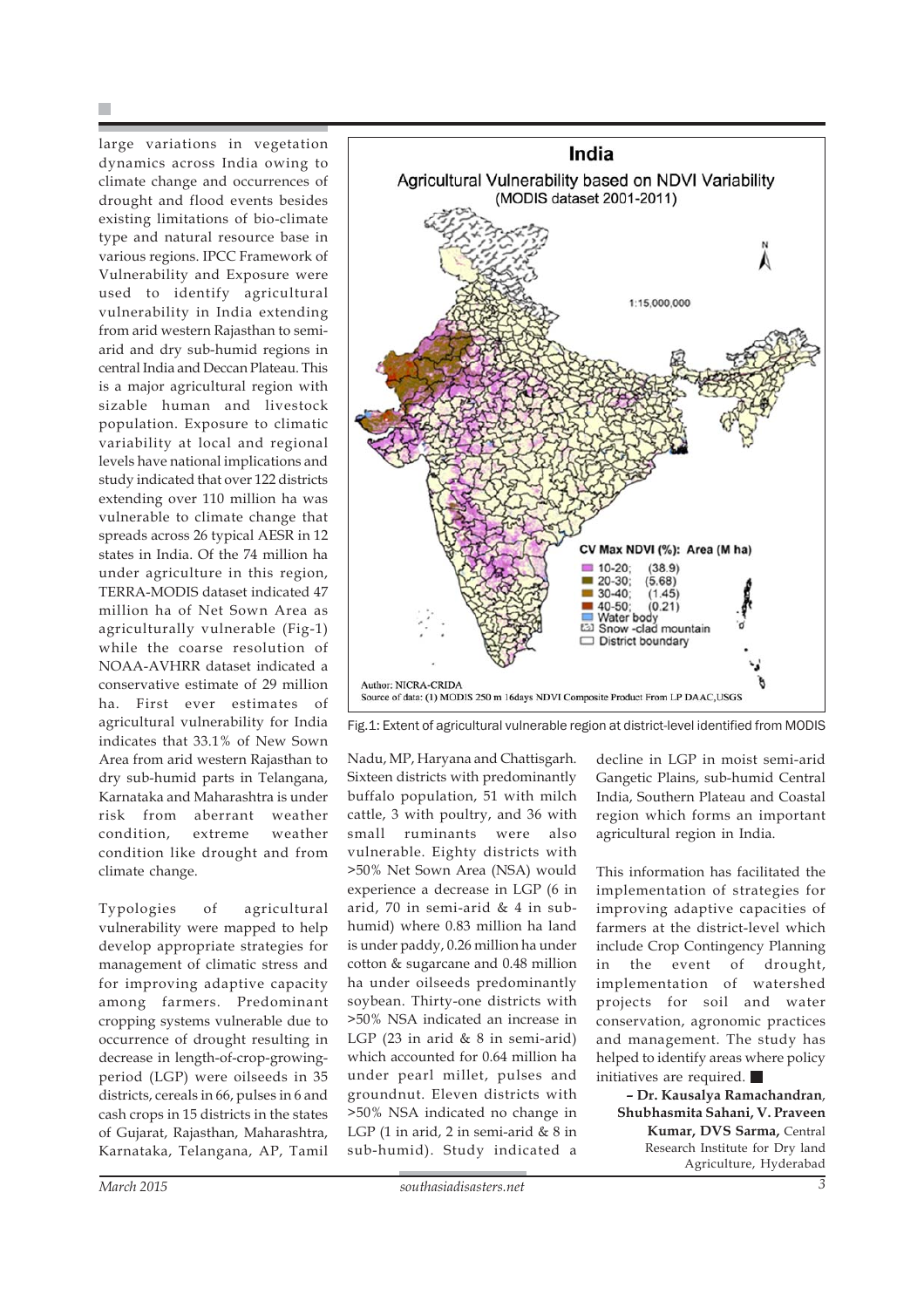large variations in vegetation dynamics across India owing to climate change and occurrences of drought and flood events besides existing limitations of bio-climate type and natural resource base in various regions. IPCC Framework of Vulnerability and Exposure were used to identify agricultural vulnerability in India extending from arid western Rajasthan to semi-arid and dry sub-humid regions in central India and Deccan Plateau. This is a major agricultural region with sizable human and livestock population. Exposure to climatic variability at local and regional levels have national implications and study indicated that over 122 districts extending over 110 million ha was vulnerable to climate change that spreads across 26 typical AESR in 12 states in India. Of the 74 million ha under agriculture in this region, TERRA-MODIS dataset indicated 47 million ha of Net Sown Area as agriculturally vulnerable (Fig-1) while the coarse resolution of NOAA-AVHRR dataset indicated a conservative estimate of 29 million ha. First ever estimates of agricultural vulnerability for India indicates that 33.1% of New Sown Area from arid western Rajasthan to dry sub-humid parts in Telangana, Karnataka and Maharashtra is under risk from aberrant weather condition, extreme weather condition like drought and from climate change.

Fig.1: Extent of agricultural vulnerable region at district-level identified from MODIS

Typologies of agricultural vulnerability were mapped to help develop appropriate strategies for management of climatic stress and for improving adaptive capacity among farmers. Predominant cropping systems vulnerable due to occurrence of drought resulting in decrease in length-of-crop-growing-period (LGP) were oilseeds in 35 districts, cereals in 66, pulses in 6 and cash crops in 15 districts in the states of Gujarat, Rajasthan, Maharashtra, Karnataka, Telangana, AP, Tamil Nadu, MP, Haryana and Chattisgarh. Sixteen districts with predominantly buffalo population, 51 with milch cattle, 3 with poultry, and 36 with small ruminants were also vulnerable. Eighty districts with >50% Net Sown Area (NSA) would experience a decrease in LGP (6 in arid, 70 in semi-arid & 4 in sub-humid) where 0.83 million ha land is under paddy, 0.26 million ha under cotton & sugarcane and 0.48 million ha under oilseeds predominantly soybean. Thirty-one districts with >50% NSA indicated an increase in LGP (23 in arid & 8 in semi-arid) which accounted for 0.64 million ha under pearl millet, pulses and groundnut. Eleven districts with >50% NSA indicated no change in LGP (1 in arid, 2 in semi-arid & 8 in sub-humid). Study indicated a decline in LGP in moist semi-arid Gangetic Plains, sub-humid Central India, Southern Plateau and Coastal region which forms an important agricultural region in India.

This information has facilitated the implementation of strategies for improving adaptive capacities of farmers at the district-level which include Crop Contingency Planning in the event of drought, implementation of watershed projects for soil and water conservation, agronomic practices and management. The study has helped to identify areas where policy initiatives are required. ■

**– Dr. Kausalya Ramachandran, Shubhasmita Sahani, V. Praveen Kumar, DVS Sarma,** Central Research Institute for Dry land Agriculture, Hyderabad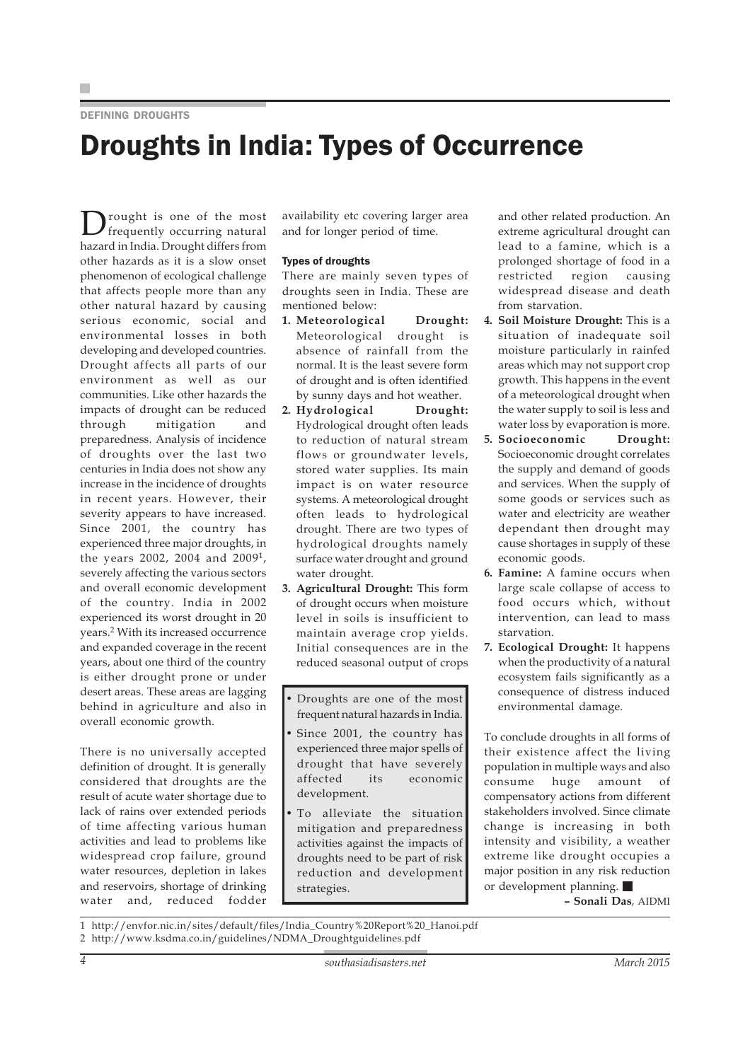DEFINING DROUGHTS

# Droughts in India: Types of Occurrence

Drought is one of the most frequently occurring natural hazard in India. Drought differs from other hazards as it is a slow onset phenomenon of ecological challenge that affects people more than any other natural hazard by causing serious economic, social and environmental losses in both developing and developed countries. Drought affects all parts of our environment as well as our communities. Like other hazards the impacts of drought can be reduced through mitigation and preparedness. Analysis of incidence of droughts over the last two centuries in India does not show any increase in the incidence of droughts in recent years. However, their severity appears to have increased. Since 2001, the country has experienced three major droughts, in the years 2002, 2004 and 2009[1], severely affecting the various sectors and overall economic development of the country. India in 2002 experienced its worst drought in 20 years.[2] With its increased occurrence and expanded coverage in the recent years, about one third of the country is either drought prone or under desert areas. These areas are lagging behind in agriculture and also in overall economic growth.

There is no universally accepted definition of drought. It is generally considered that droughts are the result of acute water shortage due to lack of rains over extended periods of time affecting various human activities and lead to problems like widespread crop failure, ground water resources, depletion in lakes and reservoirs, shortage of drinking water and, reduced fodder availability etc covering larger area and for longer period of time.

### Types of droughts

There are mainly seven types of droughts seen in India. These are mentioned below:

1. **Meteorological Drought:** Meteorological drought is absence of rainfall from the normal. It is the least severe form of drought and is often identified by sunny days and hot weather.
2. **Hydrological Drought:** Hydrological drought often leads to reduction of natural stream flows or groundwater levels, stored water supplies. Its main impact is on water resource systems. A meteorological drought often leads to hydrological drought. There are two types of hydrological droughts namely surface water drought and ground water drought.
3. **Agricultural Drought:** This form of drought occurs when moisture level in soils is insufficient to maintain average crop yields. Initial consequences are in the reduced seasonal output of crops and other related production. An extreme agricultural drought can lead to a famine, which is a prolonged shortage of food in a restricted region causing widespread disease and death from starvation.
4. **Soil Moisture Drought:** This is a situation of inadequate soil moisture particularly in rainfed areas which may not support crop growth. This happens in the event of a meteorological drought when the water supply to soil is less and water loss by evaporation is more.
5. **Socioeconomic Drought:** Socioeconomic drought correlates the supply and demand of goods and services. When the supply of some goods or services such as water and electricity are weather dependant then drought may cause shortages in supply of these economic goods.
6. **Famine:** A famine occurs when large scale collapse of access to food occurs which, without intervention, can lead to mass starvation.
7. **Ecological Drought:** It happens when the productivity of a natural ecosystem fails significantly as a consequence of distress induced environmental damage.

> - Droughts are one of the most frequent natural hazards in India.
> - Since 2001, the country has experienced three major spells of drought that have severely affected its economic development.
> - To alleviate the situation mitigation and preparedness activities against the impacts of droughts need to be part of risk reduction and development strategies.

To conclude droughts in all forms of their existence affect the living population in multiple ways and also consume huge amount of compensatory actions from different stakeholders involved. Since climate change is increasing in both intensity and visibility, a weather extreme like drought occupies a major position in any risk reduction or development planning. ■

**– Sonali Das**, AIDMI

1 http://envfor.nic.in/sites/default/files/India_Country%20Report%20_Hanoi.pdf

2 http://www.ksdma.co.in/guidelines/NDMA_Droughtguidelines.pdf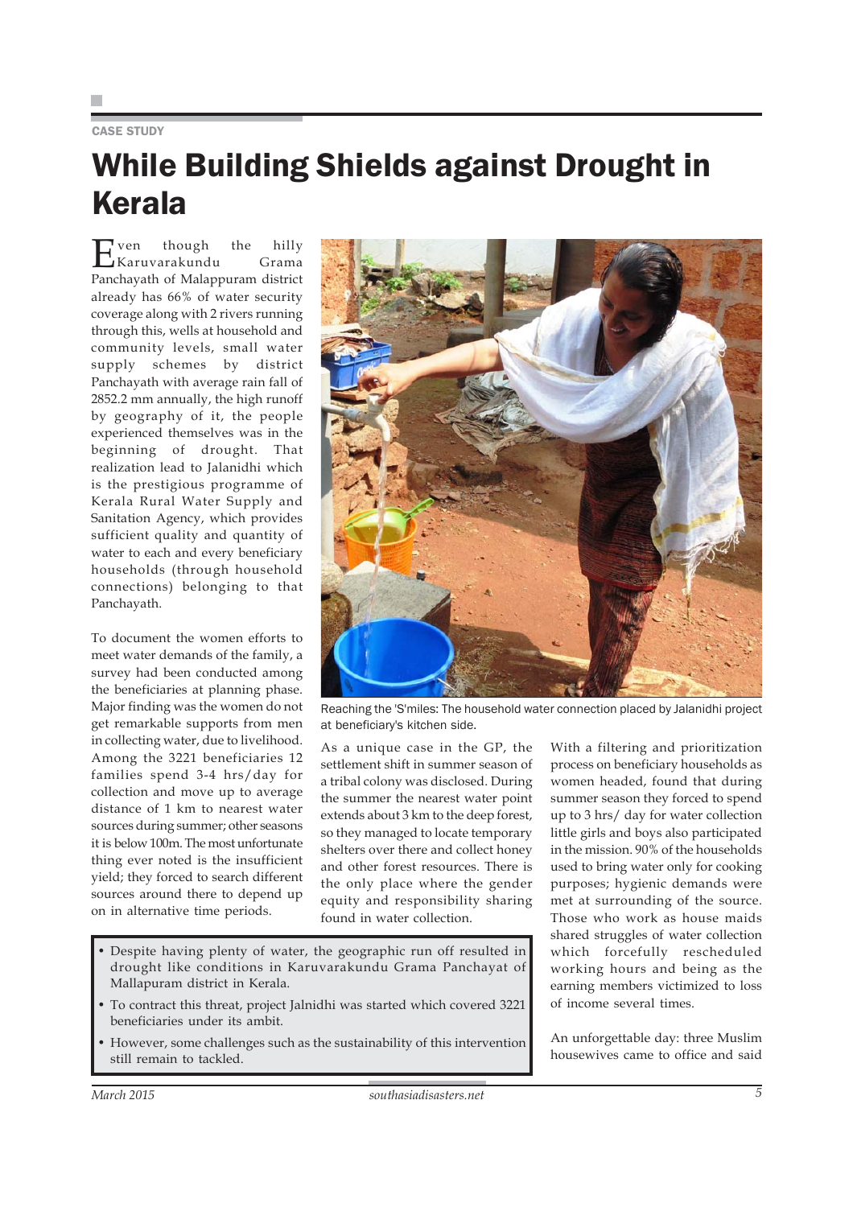CASE STUDY

# While Building Shields against Drought in Kerala

Even though the hilly Karuvarakundu Grama Panchayath of Malappuram district already has 66% of water security coverage along with 2 rivers running through this, wells at household and community levels, small water supply schemes by district Panchayath with average rain fall of 2852.2 mm annually, the high runoff by geography of it, the people experienced themselves was in the beginning of drought. That realization lead to Jalanidhi which is the prestigious programme of Kerala Rural Water Supply and Sanitation Agency, which provides sufficient quality and quantity of water to each and every beneficiary households (through household connections) belonging to that Panchayath.

To document the women efforts to meet water demands of the family, a survey had been conducted among the beneficiaries at planning phase. Major finding was the women do not get remarkable supports from men in collecting water, due to livelihood. Among the 3221 beneficiaries 12 families spend 3-4 hrs/day for collection and move up to average distance of 1 km to nearest water sources during summer; other seasons it is below 100m. The most unfortunate thing ever noted is the insufficient yield; they forced to search different sources around there to depend up on in alternative time periods.

Reaching the 'S'miles: The household water connection placed by Jalanidhi project at beneficiary's kitchen side.

As a unique case in the GP, the settlement shift in summer season of a tribal colony was disclosed. During the summer the nearest water point extends about 3 km to the deep forest, so they managed to locate temporary shelters over there and collect honey and other forest resources. There is the only place where the gender equity and responsibility sharing found in water collection.

With a filtering and prioritization process on beneficiary households as women headed, found that during summer season they forced to spend up to 3 hrs/ day for water collection little girls and boys also participated in the mission. 90% of the households used to bring water only for cooking purposes; hygienic demands were met at surrounding of the source. Those who work as house maids shared struggles of water collection which forcefully rescheduled working hours and being as the earning members victimized to loss of income several times.

An unforgettable day: three Muslim housewives came to office and said

- Despite having plenty of water, the geographic run off resulted in drought like conditions in Karuvarakundu Grama Panchayat of Mallapuram district in Kerala.
- To contract this threat, project Jalnidhi was started which covered 3221 beneficiaries under its ambit.
- However, some challenges such as the sustainability of this intervention still remain to tackled.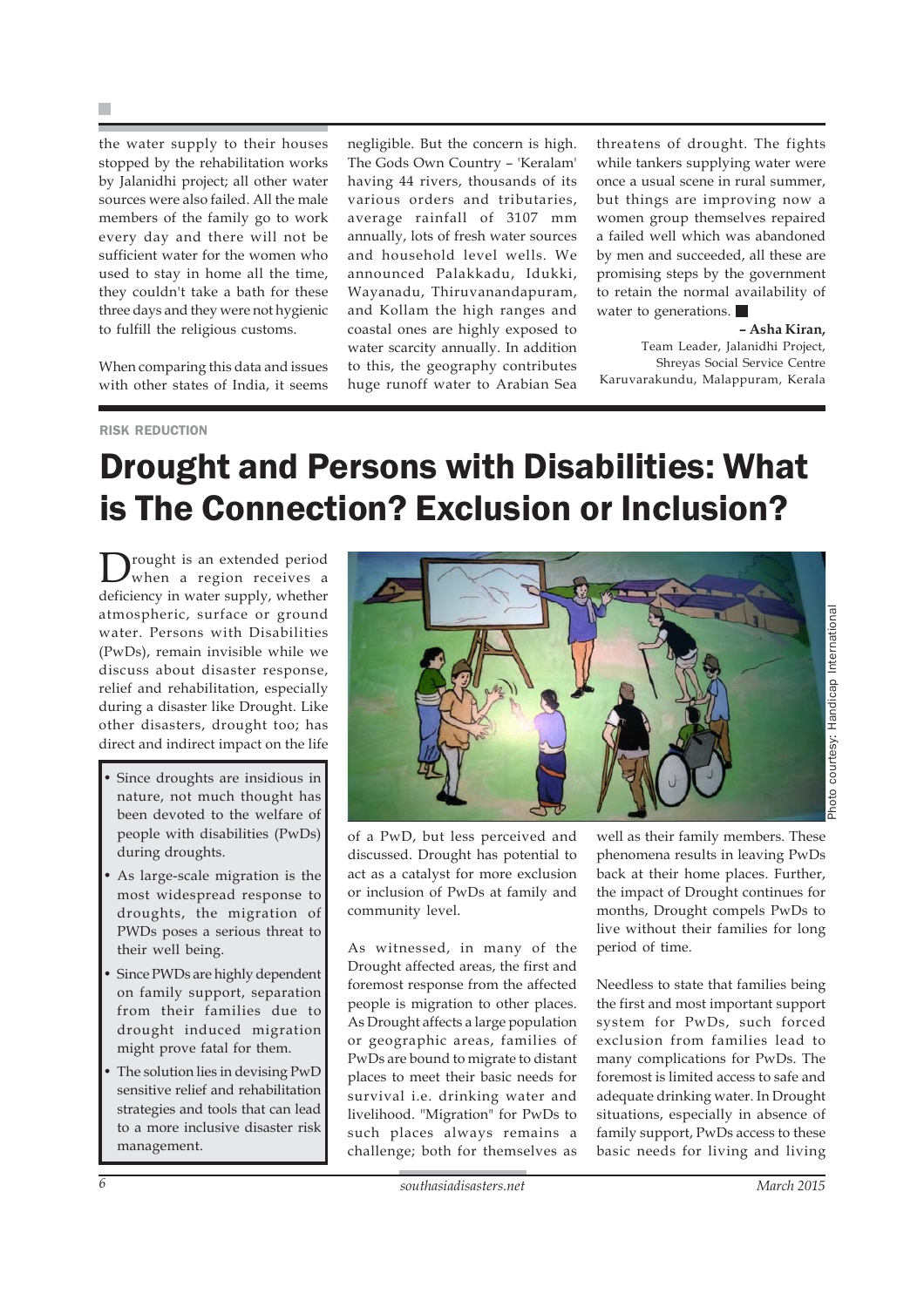the water supply to their houses stopped by the rehabilitation works by Jalanidhi project; all other water sources were also failed. All the male members of the family go to work every day and there will not be sufficient water for the women who used to stay in home all the time, they couldn't take a bath for these three days and they were not hygienic to fulfill the religious customs.

When comparing this data and issues with other states of India, it seems negligible. But the concern is high. The Gods Own Country – 'Keralam' having 44 rivers, thousands of its various orders and tributaries, average rainfall of 3107 mm annually, lots of fresh water sources and household level wells. We announced Palakkadu, Idukki, Wayanadu, Thiruvananthapuram, and Kollam the high ranges and coastal ones are highly exposed to water scarcity annually. In addition to this, the geography contributes huge runoff water to Arabian Sea threatens of drought. The fights while tankers supplying water were once a usual scene in rural summer, but things are improving now a women group themselves repaired a failed well which was abandoned by men and succeeded, all these are promising steps by the government to retain the normal availability of water to generations. ■

**– Asha Kiran,**
Team Leader, Jalanidhi Project,
Shreyas Social Service Centre
Karuvarakundu, Malappuram, Kerala

RISK REDUCTION

# Drought and Persons with Disabilities: What is The Connection? Exclusion or Inclusion?

Drought is an extended period when a region receives a deficiency in water supply, whether atmospheric, surface or ground water. Persons with Disabilities (PwDs), remain invisible while we discuss about disaster response, relief and rehabilitation, especially during a disaster like Drought. Like other disasters, drought too; has direct and indirect impact on the life of a PwD, but less perceived and discussed. Drought has potential to act as a catalyst for more exclusion or inclusion of PwDs at family and community level.

- Since droughts are insidious in nature, not much thought has been devoted to the welfare of people with disabilities (PwDs) during droughts.
- As large-scale migration is the most widespread response to droughts, the migration of PWDs poses a serious threat to their well being.
- Since PWDs are highly dependent on family support, separation from their families due to drought induced migration might prove fatal for them.
- The solution lies in devising PwD sensitive relief and rehabilitation strategies and tools that can lead to a more inclusive disaster risk management.

Photo courtesy: Handicap International

As witnessed, in many of the Drought affected areas, the first and foremost response from the affected people is migration to other places. As Drought affects a large population or geographic areas, families of PwDs are bound to migrate to distant places to meet their basic needs for survival i.e. drinking water and livelihood. "Migration" for PwDs to such places always remains a challenge; both for themselves as well as their family members. These phenomena results in leaving PwDs back at their home places. Further, the impact of Drought continues for months, Drought compels PwDs to live without their families for long period of time.

Needless to state that families being the first and most important support system for PwDs, such forced exclusion from families lead to many complications for PwDs. The foremost is limited access to safe and adequate drinking water. In Drought situations, especially in absence of family support, PwDs access to these basic needs for living and living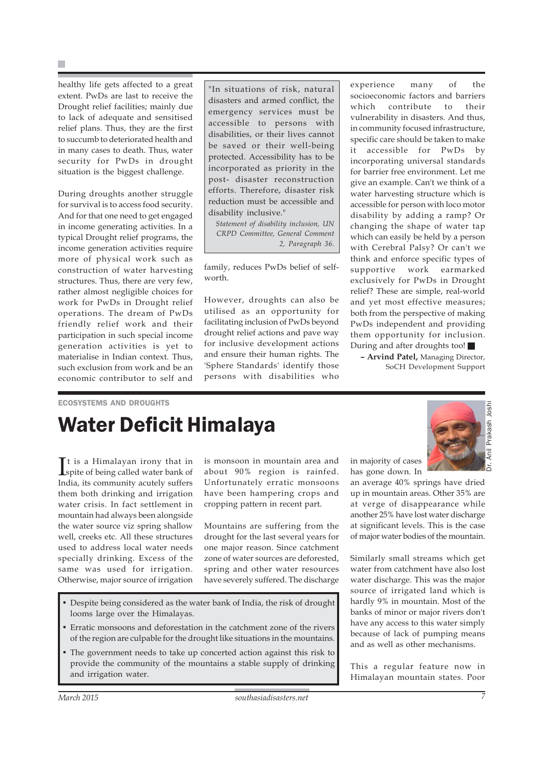healthy life gets affected to a great extent. PwDs are last to receive the Drought relief facilities; mainly due to lack of adequate and sensitised relief plans. Thus, they are the first to succumb to deteriorated health and in many cases to death. Thus, water security for PwDs in drought situation is the biggest challenge.

During droughts another struggle for survival is to access food security. And for that one need to get engaged in income generating activities. In a typical Drought relief programs, the income generation activities require more of physical work such as construction of water harvesting structures. Thus, there are very few, rather almost negligible choices for work for PwDs in Drought relief operations. The dream of PwDs friendly relief work and their participation in such special income generation activities is yet to materialise in Indian context. Thus, such exclusion from work and be an economic contributor to self and family, reduces PwDs belief of self-worth.

> "In situations of risk, natural disasters and armed conflict, the emergency services must be accessible to persons with disabilities, or their lives cannot be saved or their well-being protected. Accessibility has to be incorporated as priority in the post- disaster reconstruction efforts. Therefore, disaster risk reduction must be accessible and disability inclusive."
>
> *Statement of disability inclusion, UN CRPD Committee, General Comment 2, Paragraph 36.*

However, droughts can also be utilised as an opportunity for facilitating inclusion of PwDs beyond drought relief actions and pave way for inclusive development actions and ensure their human rights. The 'Sphere Standards' identify those persons with disabilities who experience many of the socioeconomic factors and barriers which contribute to their vulnerability in disasters. And thus, in community focused infrastructure, specific care should be taken to make it accessible for PwDs by incorporating universal standards for barrier free environment. Let me give an example. Can't we think of a water harvesting structure which is accessible for person with loco motor disability by adding a ramp? Or changing the shape of water tap which can easily be held by a person with Cerebral Palsy? Or can't we think and enforce specific types of supportive work earmarked exclusively for PwDs in Drought relief? These are simple, real-world and yet most effective measures; both from the perspective of making PwDs independent and providing them opportunity for inclusion. During and after droughts too! ■

**– Arvind Patel,** Managing Director, SoCH Development Support

ECOSYSTEMS AND DROUGHTS

# Water Deficit Himalaya

Dr. Anil Prakash Joshi

It is a Himalayan irony that in spite of being called water bank of India, its community acutely suffers them both drinking and irrigation water crisis. In fact settlement in mountain had always been alongside the water source viz spring shallow well, creeks etc. All these structures used to address local water needs specially drinking. Excess of the same was used for irrigation. Otherwise, major source of irrigation is monsoon in mountain area and about 90% region is rainfed. Unfortunately erratic monsoons have been hampering crops and cropping pattern in recent part.

Mountains are suffering from the drought for the last several years for one major reason. Since catchment zone of water sources are deforested, spring and other water resources have severely suffered. The discharge in majority of cases has gone down. In an average 40% springs have dried up in mountain areas. Other 35% are at verge of disappearance while another 25% have lost water discharge at significant levels. This is the case of major water bodies of the mountain.

Similarly small streams which get water from catchment have also lost water discharge. This was the major source of irrigated land which is hardly 9% in mountain. Most of the banks of minor or major rivers don't have any access to this water simply because of lack of pumping means and as well as other mechanisms.

This a regular feature now in Himalayan mountain states. Poor

- Despite being considered as the water bank of India, the risk of drought looms large over the Himalayas.
- Erratic monsoons and deforestation in the catchment zone of the rivers of the region are culpable for the drought like situations in the mountains.
- The government needs to take up concerted action against this risk to provide the community of the mountains a stable supply of drinking and irrigation water.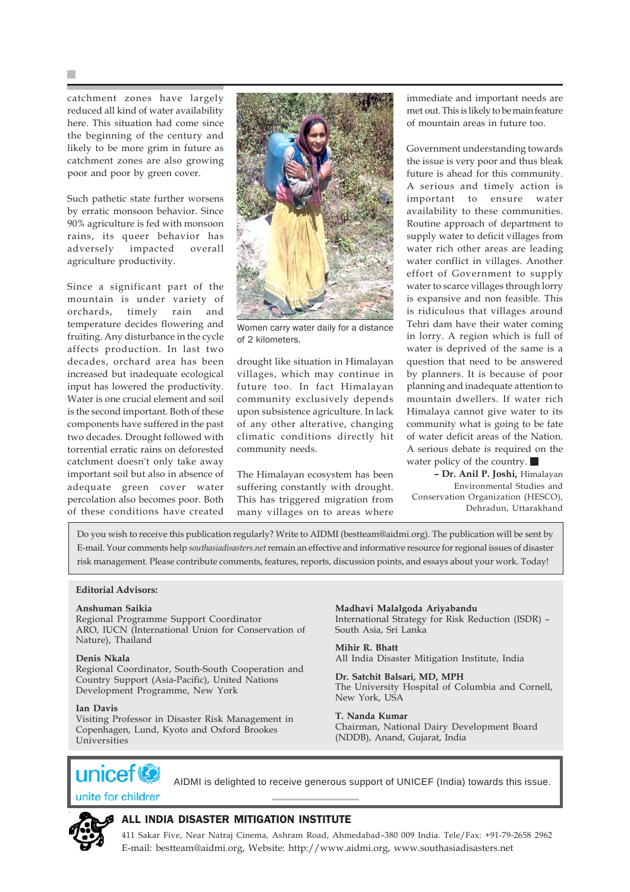catchment zones have largely reduced all kind of water availability here. This situation had come since the beginning of the century and likely to be more grim in future as catchment zones are also growing poor and poor by green cover.

Such pathetic state further worsens by erratic monsoon behavior. Since 90% agriculture is fed with monsoon rains, its queer behavior has adversely impacted overall agriculture productivity.

Since a significant part of the mountain is under variety of orchards, timely rain and temperature decides flowering and fruiting. Any disturbance in the cycle affects production. In last two decades, orchard area has been increased but inadequate ecological input has lowered the productivity. Water is one crucial element and soil is the second important. Both of these components have suffered in the past two decades. Drought followed with torrential erratic rains on deforested catchment doesn't only take away important soil but also in absence of adequate green cover water percolation also becomes poor. Both of these conditions have created drought like situation in Himalayan villages, which may continue in future too. In fact Himalayan community exclusively depends upon subsistence agriculture. In lack of any other alterative, changing climatic conditions directly hit community needs.

Women carry water daily for a distance of 2 kilometers.

The Himalayan ecosystem has been suffering constantly with drought. This has triggered migration from many villages on to areas where immediate and important needs are met out. This is likely to be main feature of mountain areas in future too.

Government understanding towards the issue is very poor and thus bleak future is ahead for this community. A serious and timely action is important to ensure water availability to these communities. Routine approach of department to supply water to deficit villages from water rich other areas are leading water conflict in villages. Another effort of Government to supply water to scarce villages through lorry is expansive and non feasible. This is ridiculous that villages around Tehri dam have their water coming in lorry. A region which is full of water is deprived of the same is a question that need to be answered by planners. It is because of poor planning and inadequate attention to mountain dwellers. If water rich Himalaya cannot give water to its community what is going to be fate of water deficit areas of the Nation. A serious debate is required on the water policy of the country. ■

**– Dr. Anil P. Joshi,** Himalayan Environmental Studies and Conservation Organization (HESCO), Dehradun, Uttarakhand

---

Do you wish to receive this publication regularly? Write to AIDMI (bestteam@aidmi.org). The publication will be sent by E-mail. Your comments help *southasiadisasters.net* remain an effective and informative resource for regional issues of disaster risk management. Please contribute comments, features, reports, discussion points, and essays about your work. Today!

---

**Editorial Advisors:**

**Anshuman Saikia**
Regional Programme Support Coordinator
ARO, IUCN (International Union for Conservation of Nature), Thailand

**Denis Nkala**
Regional Coordinator, South-South Cooperation and Country Support (Asia-Pacific), United Nations Development Programme, New York

**Ian Davis**
Visiting Professor in Disaster Risk Management in Copenhagen, Lund, Kyoto and Oxford Brookes Universities

**Madhavi Malalgoda Ariyabandu**
International Strategy for Risk Reduction (ISDR) – South Asia, Sri Lanka

**Mihir R. Bhatt**
All India Disaster Mitigation Institute, India

**Dr. Satchit Balsari, MD, MPH**
The University Hospital of Columbia and Cornell, New York, USA

**T. Nanda Kumar**
Chairman, National Dairy Development Board (NDDB), Anand, Gujarat, India

---

unicef
unite for children

AIDMI is delighted to receive generous support of UNICEF (India) towards this issue.

---

**ALL INDIA DISASTER MITIGATION INSTITUTE**

411 Sakar Five, Near Natraj Cinema, Ashram Road, Ahmedabad–380 009 India. Tele/Fax: +91-79-2658 2962
E-mail: bestteam@aidmi.org, Website: http://www.aidmi.org, www.southasiadisasters.net